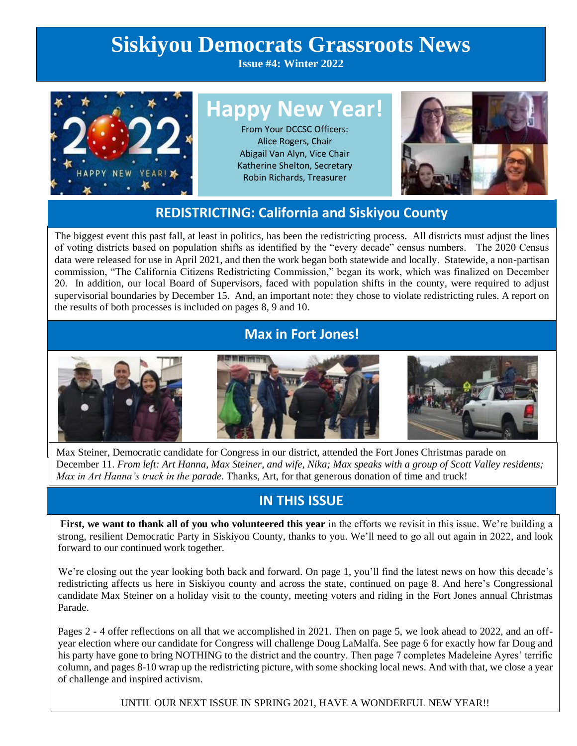# Siskiyou Democrats Grassroots News

**Issue #4: Winter 2022**

## Happy New Year!

From Your DCCSC Officers:
Alice Rogers, Chair
Abigail Van Alyn, Vice Chair
Katherine Shelton, Secretary
Robin Richards, Treasurer

## REDISTRICTING: California and Siskiyou County

The biggest event this past fall, at least in politics, has been the redistricting process. All districts must adjust the lines of voting districts based on population shifts as identified by the "every decade" census numbers. The 2020 Census data were released for use in April 2021, and then the work began both statewide and locally. Statewide, a non-partisan commission, "The California Citizens Redistricting Commission," began its work, which was finalized on December 20. In addition, our local Board of Supervisors, faced with population shifts in the county, were required to adjust supervisorial boundaries by December 15. And, an important note: they chose to violate redistricting rules. A report on the results of both processes is included on pages 8, 9 and 10.

## Max in Fort Jones!

Max Steiner, Democratic candidate for Congress in our district, attended the Fort Jones Christmas parade on December 11. *From left: Art Hanna, Max Steiner, and wife, Nika; Max speaks with a group of Scott Valley residents; Max in Art Hanna's truck in the parade.* Thanks, Art, for that generous donation of time and truck!

## IN THIS ISSUE

**First, we want to thank all of you who volunteered this year** in the efforts we revisit in this issue. We're building a strong, resilient Democratic Party in Siskiyou County, thanks to you. We'll need to go all out again in 2022, and look forward to our continued work together.

We're closing out the year looking both back and forward. On page 1, you'll find the latest news on how this decade's redistricting affects us here in Siskiyou county and across the state, continued on page 8. And here's Congressional candidate Max Steiner on a holiday visit to the county, meeting voters and riding in the Fort Jones annual Christmas Parade.

Pages 2 - 4 offer reflections on all that we accomplished in 2021. Then on page 5, we look ahead to 2022, and an off-year election where our candidate for Congress will challenge Doug LaMalfa. See page 6 for exactly how far Doug and his party have gone to bring NOTHING to the district and the country. Then page 7 completes Madeleine Ayres' terrific column, and pages 8-10 wrap up the redistricting picture, with some shocking local news. And with that, we close a year of challenge and inspired activism.

UNTIL OUR NEXT ISSUE IN SPRING 2021, HAVE A WONDERFUL NEW YEAR!!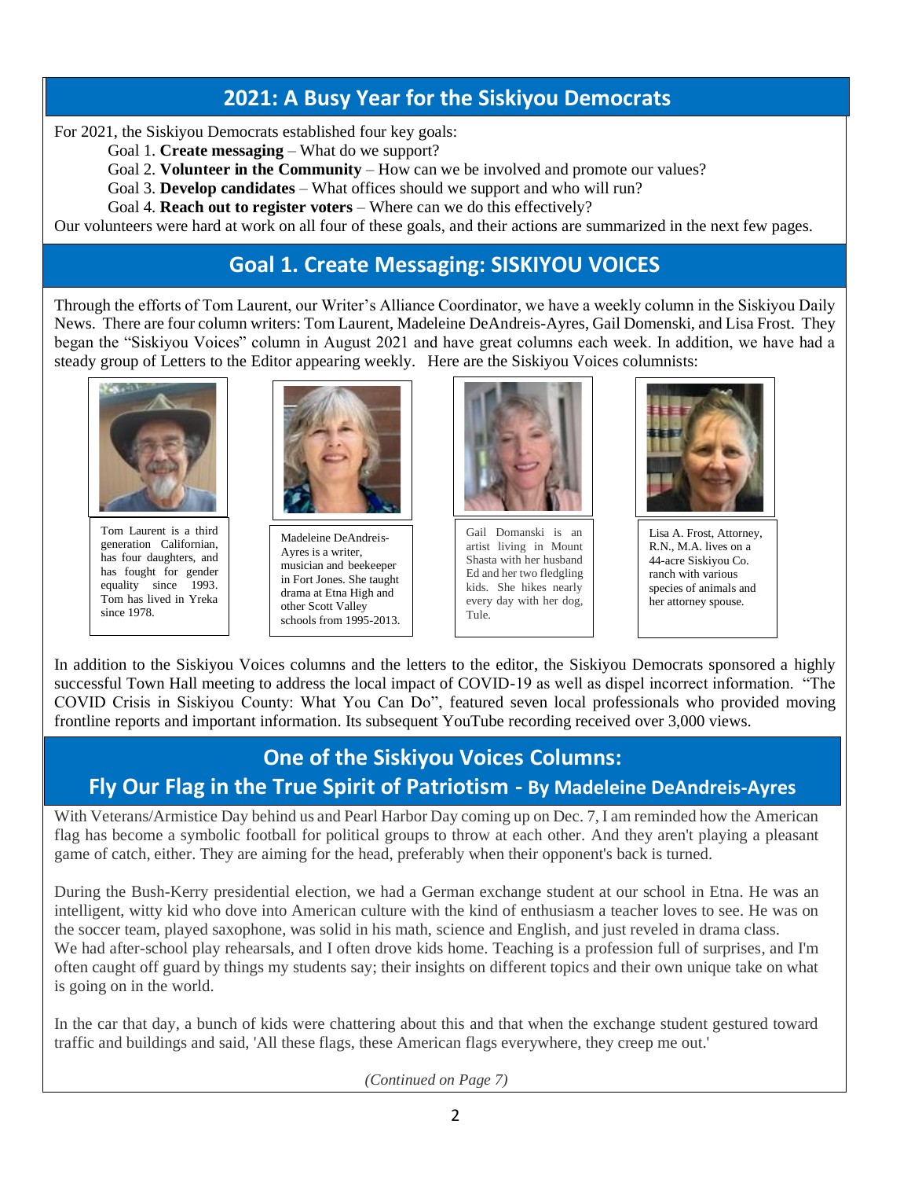## 2021: A Busy Year for the Siskiyou Democrats

For 2021, the Siskiyou Democrats established four key goals:

Goal 1. **Create messaging** – What do we support?
Goal 2. **Volunteer in the Community** – How can we be involved and promote our values?
Goal 3. **Develop candidates** – What offices should we support and who will run?
Goal 4. **Reach out to register voters** – Where can we do this effectively?

Our volunteers were hard at work on all four of these goals, and their actions are summarized in the next few pages.

## Goal 1. Create Messaging: SISKIYOU VOICES

Through the efforts of Tom Laurent, our Writer's Alliance Coordinator, we have a weekly column in the Siskiyou Daily News. There are four column writers: Tom Laurent, Madeleine DeAndreis-Ayres, Gail Domenski, and Lisa Frost. They began the "Siskiyou Voices" column in August 2021 and have great columns each week. In addition, we have had a steady group of Letters to the Editor appearing weekly. Here are the Siskiyou Voices columnists:

Tom Laurent is a third generation Californian, has four daughters, and has fought for gender equality since 1993. Tom has lived in Yreka since 1978.

Madeleine DeAndreis-Ayres is a writer, musician and beekeeper in Fort Jones. She taught drama at Etna High and other Scott Valley schools from 1995-2013.

Gail Domanski is an artist living in Mount Shasta with her husband Ed and her two fledgling kids. She hikes nearly every day with her dog, Tule.

Lisa A. Frost, Attorney, R.N., M.A. lives on a 44-acre Siskiyou Co. ranch with various species of animals and her attorney spouse.

In addition to the Siskiyou Voices columns and the letters to the editor, the Siskiyou Democrats sponsored a highly successful Town Hall meeting to address the local impact of COVID-19 as well as dispel incorrect information. "The COVID Crisis in Siskiyou County: What You Can Do", featured seven local professionals who provided moving frontline reports and important information. Its subsequent YouTube recording received over 3,000 views.

## One of the Siskiyou Voices Columns: Fly Our Flag in the True Spirit of Patriotism - By Madeleine DeAndreis-Ayres

With Veterans/Armistice Day behind us and Pearl Harbor Day coming up on Dec. 7, I am reminded how the American flag has become a symbolic football for political groups to throw at each other. And they aren't playing a pleasant game of catch, either. They are aiming for the head, preferably when their opponent's back is turned.

During the Bush-Kerry presidential election, we had a German exchange student at our school in Etna. He was an intelligent, witty kid who dove into American culture with the kind of enthusiasm a teacher loves to see. He was on the soccer team, played saxophone, was solid in his math, science and English, and just reveled in drama class. We had after-school play rehearsals, and I often drove kids home. Teaching is a profession full of surprises, and I'm often caught off guard by things my students say; their insights on different topics and their own unique take on what is going on in the world.

In the car that day, a bunch of kids were chattering about this and that when the exchange student gestured toward traffic and buildings and said, 'All these flags, these American flags everywhere, they creep me out.'

*(Continued on Page 7)*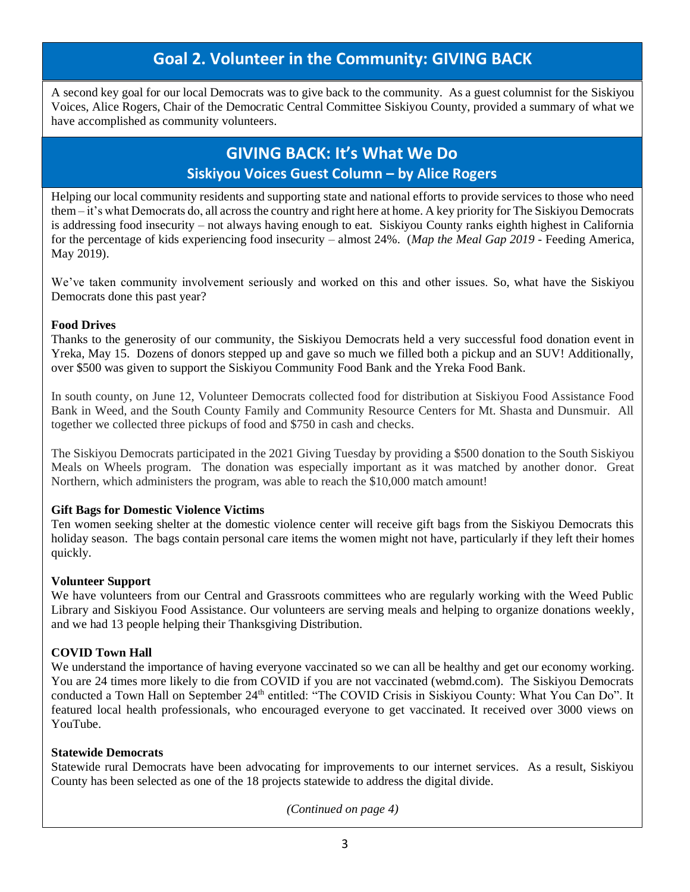## Goal 2. Volunteer in the Community: GIVING BACK

A second key goal for our local Democrats was to give back to the community. As a guest columnist for the Siskiyou Voices, Alice Rogers, Chair of the Democratic Central Committee Siskiyou County, provided a summary of what we have accomplished as community volunteers.

## GIVING BACK: It's What We Do

### Siskiyou Voices Guest Column – by Alice Rogers

Helping our local community residents and supporting state and national efforts to provide services to those who need them – it's what Democrats do, all across the country and right here at home. A key priority for The Siskiyou Democrats is addressing food insecurity – not always having enough to eat. Siskiyou County ranks eighth highest in California for the percentage of kids experiencing food insecurity – almost 24%. (*Map the Meal Gap 2019* - Feeding America, May 2019).

We've taken community involvement seriously and worked on this and other issues. So, what have the Siskiyou Democrats done this past year?

**Food Drives**

Thanks to the generosity of our community, the Siskiyou Democrats held a very successful food donation event in Yreka, May 15. Dozens of donors stepped up and gave so much we filled both a pickup and an SUV! Additionally, over $500 was given to support the Siskiyou Community Food Bank and the Yreka Food Bank.

In south county, on June 12, Volunteer Democrats collected food for distribution at Siskiyou Food Assistance Food Bank in Weed, and the South County Family and Community Resource Centers for Mt. Shasta and Dunsmuir. All together we collected three pickups of food and $750 in cash and checks.

The Siskiyou Democrats participated in the 2021 Giving Tuesday by providing a $500 donation to the South Siskiyou Meals on Wheels program. The donation was especially important as it was matched by another donor. Great Northern, which administers the program, was able to reach the $10,000 match amount!

**Gift Bags for Domestic Violence Victims**

Ten women seeking shelter at the domestic violence center will receive gift bags from the Siskiyou Democrats this holiday season. The bags contain personal care items the women might not have, particularly if they left their homes quickly.

**Volunteer Support**

We have volunteers from our Central and Grassroots committees who are regularly working with the Weed Public Library and Siskiyou Food Assistance. Our volunteers are serving meals and helping to organize donations weekly, and we had 13 people helping their Thanksgiving Distribution.

**COVID Town Hall**

We understand the importance of having everyone vaccinated so we can all be healthy and get our economy working. You are 24 times more likely to die from COVID if you are not vaccinated (webmd.com). The Siskiyou Democrats conducted a Town Hall on September 24th entitled: "The COVID Crisis in Siskiyou County: What You Can Do". It featured local health professionals, who encouraged everyone to get vaccinated. It received over 3000 views on YouTube.

**Statewide Democrats**

Statewide rural Democrats have been advocating for improvements to our internet services. As a result, Siskiyou County has been selected as one of the 18 projects statewide to address the digital divide.

*(Continued on page 4)*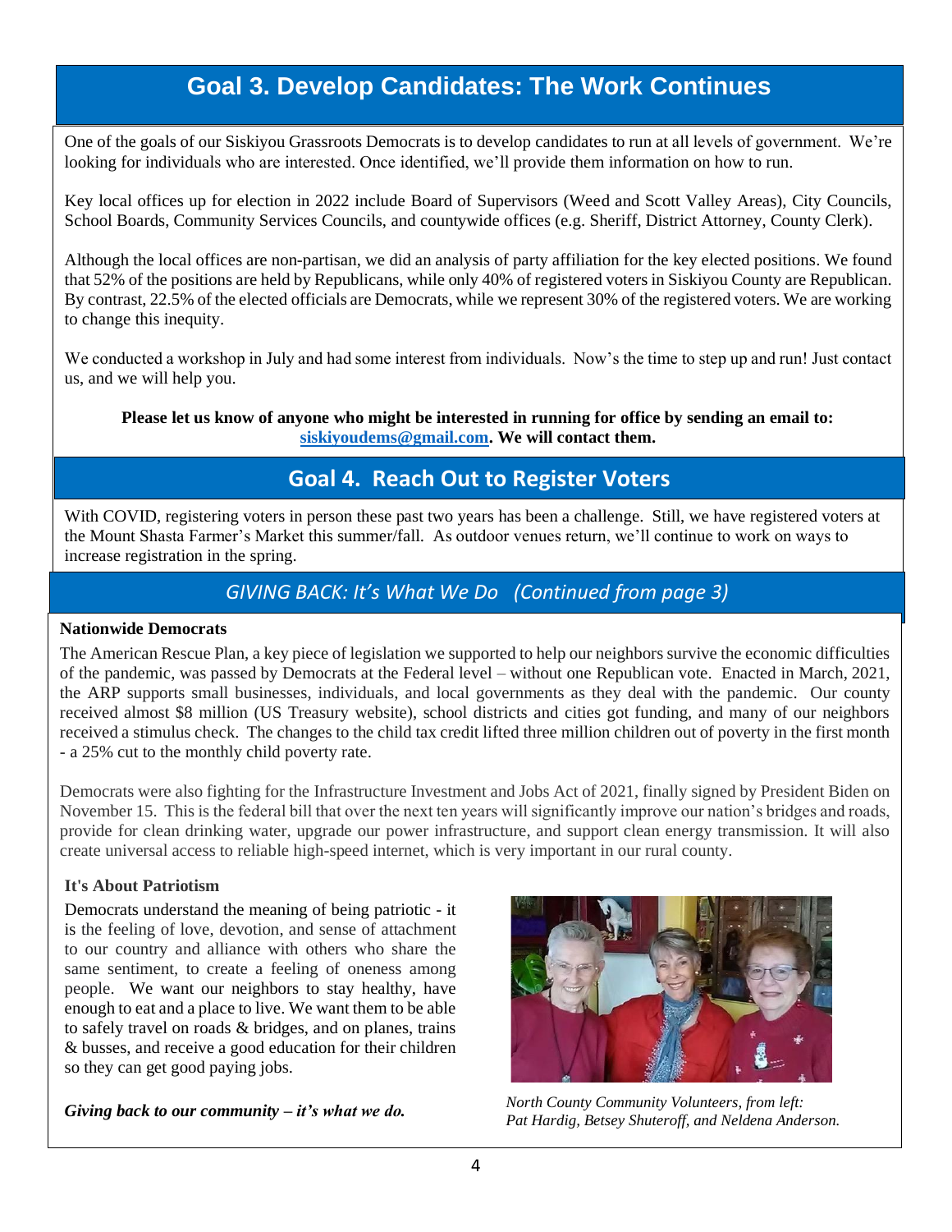## Goal 3. Develop Candidates: The Work Continues

One of the goals of our Siskiyou Grassroots Democrats is to develop candidates to run at all levels of government. We're looking for individuals who are interested. Once identified, we'll provide them information on how to run.

Key local offices up for election in 2022 include Board of Supervisors (Weed and Scott Valley Areas), City Councils, School Boards, Community Services Councils, and countywide offices (e.g. Sheriff, District Attorney, County Clerk).

Although the local offices are non-partisan, we did an analysis of party affiliation for the key elected positions. We found that 52% of the positions are held by Republicans, while only 40% of registered voters in Siskiyou County are Republican. By contrast, 22.5% of the elected officials are Democrats, while we represent 30% of the registered voters. We are working to change this inequity.

We conducted a workshop in July and had some interest from individuals. Now's the time to step up and run! Just contact us, and we will help you.

**Please let us know of anyone who might be interested in running for office by sending an email to: siskiyoudems@gmail.com. We will contact them.**

## Goal 4. Reach Out to Register Voters

With COVID, registering voters in person these past two years has been a challenge. Still, we have registered voters at the Mount Shasta Farmer's Market this summer/fall. As outdoor venues return, we'll continue to work on ways to increase registration in the spring.

## *GIVING BACK: It's What We Do (Continued from page 3)*

**Nationwide Democrats**

The American Rescue Plan, a key piece of legislation we supported to help our neighbors survive the economic difficulties of the pandemic, was passed by Democrats at the Federal level – without one Republican vote. Enacted in March, 2021, the ARP supports small businesses, individuals, and local governments as they deal with the pandemic. Our county received almost $8 million (US Treasury website), school districts and cities got funding, and many of our neighbors received a stimulus check. The changes to the child tax credit lifted three million children out of poverty in the first month - a 25% cut to the monthly child poverty rate.

Democrats were also fighting for the Infrastructure Investment and Jobs Act of 2021, finally signed by President Biden on November 15. This is the federal bill that over the next ten years will significantly improve our nation's bridges and roads, provide for clean drinking water, upgrade our power infrastructure, and support clean energy transmission. It will also create universal access to reliable high-speed internet, which is very important in our rural county.

**It's About Patriotism**

Democrats understand the meaning of being patriotic - it is the feeling of love, devotion, and sense of attachment to our country and alliance with others who share the same sentiment, to create a feeling of oneness among people. We want our neighbors to stay healthy, have enough to eat and a place to live. We want them to be able to safely travel on roads & bridges, and on planes, trains & busses, and receive a good education for their children so they can get good paying jobs.

***Giving back to our community – it's what we do.***

*North County Community Volunteers, from left: Pat Hardig, Betsey Shuteroff, and Neldena Anderson.*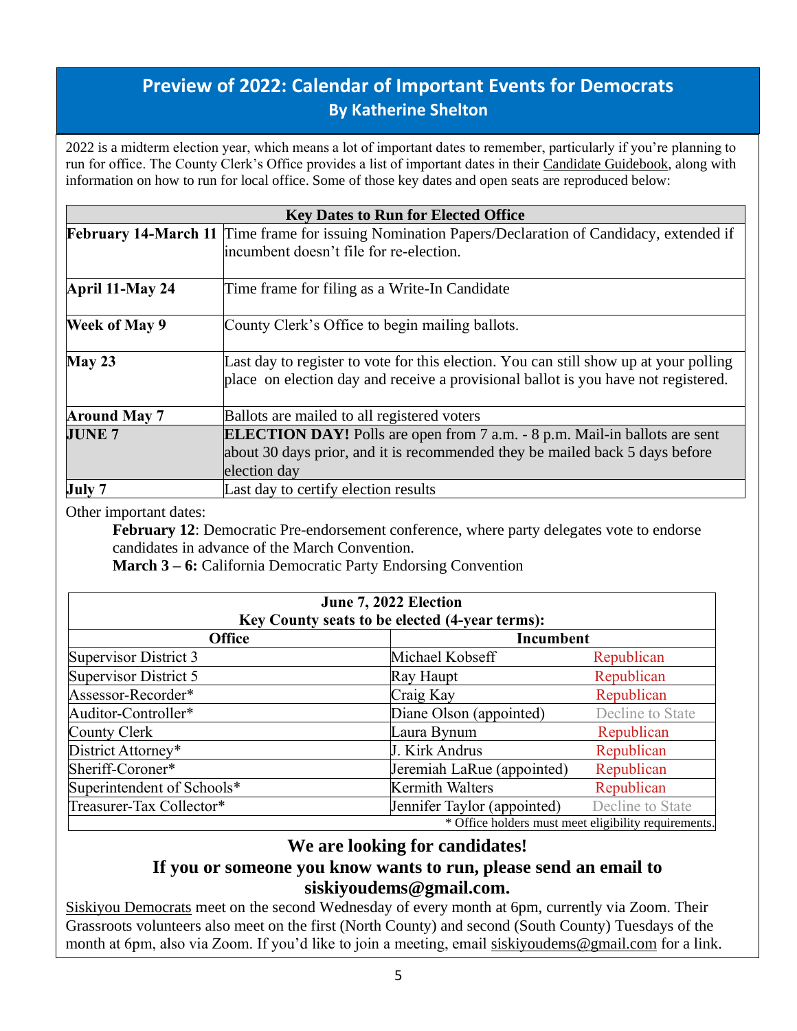## Preview of 2022: Calendar of Important Events for Democrats

### By Katherine Shelton

2022 is a midterm election year, which means a lot of important dates to remember, particularly if you're planning to run for office. The County Clerk's Office provides a list of important dates in their Candidate Guidebook, along with information on how to run for local office. Some of those key dates and open seats are reproduced below:

| Key Dates to Run for Elected Office | |
|---|---|
| **February 14-March 11** | Time frame for issuing Nomination Papers/Declaration of Candidacy, extended if incumbent doesn't file for re-election. |
| **April 11-May 24** | Time frame for filing as a Write-In Candidate |
| **Week of May 9** | County Clerk's Office to begin mailing ballots. |
| **May 23** | Last day to register to vote for this election. You can still show up at your polling place on election day and receive a provisional ballot is you have not registered. |
| **Around May 7** | Ballots are mailed to all registered voters |
| **JUNE 7** | **ELECTION DAY!** Polls are open from 7 a.m. - 8 p.m. Mail-in ballots are sent about 30 days prior, and it is recommended they be mailed back 5 days before election day |
| **July 7** | Last day to certify election results |

Other important dates:

> **February 12**: Democratic Pre-endorsement conference, where party delegates vote to endorse candidates in advance of the March Convention.
>
> **March 3 – 6:** California Democratic Party Endorsing Convention

**June 7, 2022 Election**
**Key County seats to be elected (4-year terms):**

| Office | Incumbent | |
|---|---|---|
| Supervisor District 3 | Michael Kobseff | Republican |
| Supervisor District 5 | Ray Haupt | Republican |
| Assessor-Recorder* | Craig Kay | Republican |
| Auditor-Controller* | Diane Olson (appointed) | Decline to State |
| County Clerk | Laura Bynum | Republican |
| District Attorney* | J. Kirk Andrus | Republican |
| Sheriff-Coroner* | Jeremiah LaRue (appointed) | Republican |
| Superintendent of Schools* | Kermith Walters | Republican |
| Treasurer-Tax Collector* | Jennifer Taylor (appointed) | Decline to State |

\* Office holders must meet eligibility requirements.

### We are looking for candidates!
### If you or someone you know wants to run, please send an email to siskiyoudems@gmail.com.

Siskiyou Democrats meet on the second Wednesday of every month at 6pm, currently via Zoom. Their Grassroots volunteers also meet on the first (North County) and second (South County) Tuesdays of the month at 6pm, also via Zoom. If you'd like to join a meeting, email siskiyoudems@gmail.com for a link.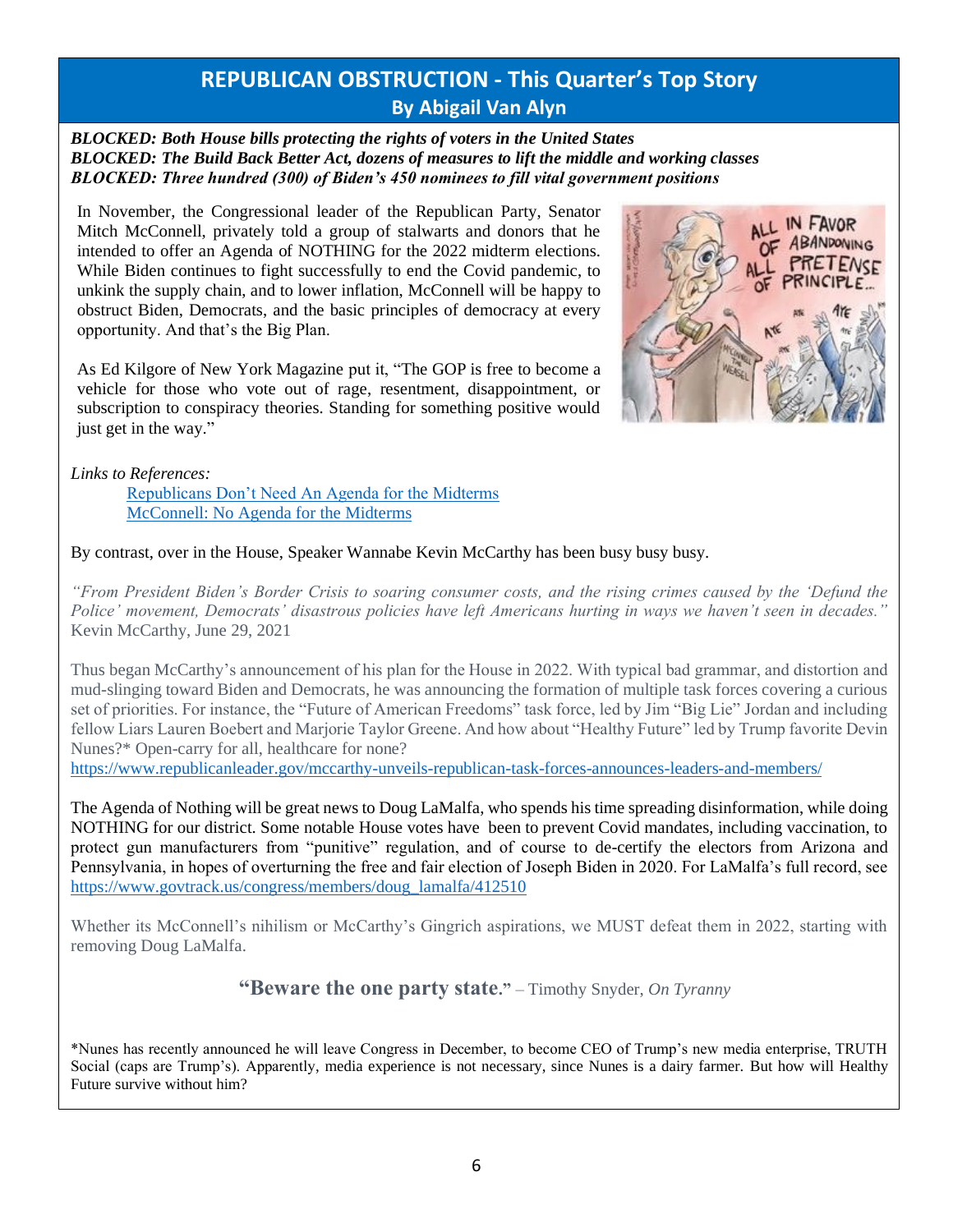## REPUBLICAN OBSTRUCTION - This Quarter's Top Story

### By Abigail Van Alyn

***BLOCKED: Both House bills protecting the rights of voters in the United States***
***BLOCKED: The Build Back Better Act, dozens of measures to lift the middle and working classes***
***BLOCKED: Three hundred (300) of Biden's 450 nominees to fill vital government positions***

In November, the Congressional leader of the Republican Party, Senator Mitch McConnell, privately told a group of stalwarts and donors that he intended to offer an Agenda of NOTHING for the 2022 midterm elections. While Biden continues to fight successfully to end the Covid pandemic, to unkink the supply chain, and to lower inflation, McConnell will be happy to obstruct Biden, Democrats, and the basic principles of democracy at every opportunity. And that's the Big Plan.

As Ed Kilgore of New York Magazine put it, "The GOP is free to become a vehicle for those who vote out of rage, resentment, disappointment, or subscription to conspiracy theories. Standing for something positive would just get in the way."

*Links to References:*

- Republicans Don't Need An Agenda for the Midterms
- McConnell: No Agenda for the Midterms

By contrast, over in the House, Speaker Wannabe Kevin McCarthy has been busy busy busy.

*"From President Biden's Border Crisis to soaring consumer costs, and the rising crimes caused by the 'Defund the Police' movement, Democrats' disastrous policies have left Americans hurting in ways we haven't seen in decades."* Kevin McCarthy, June 29, 2021

Thus began McCarthy's announcement of his plan for the House in 2022. With typical bad grammar, and distortion and mud-slinging toward Biden and Democrats, he was announcing the formation of multiple task forces covering a curious set of priorities. For instance, the "Future of American Freedoms" task force, led by Jim "Big Lie" Jordan and including fellow Liars Lauren Boebert and Marjorie Taylor Greene. And how about "Healthy Future" led by Trump favorite Devin Nunes?* Open-carry for all, healthcare for none?
https://www.republicanleader.gov/mccarthy-unveils-republican-task-forces-announces-leaders-and-members/

The Agenda of Nothing will be great news to Doug LaMalfa, who spends his time spreading disinformation, while doing NOTHING for our district. Some notable House votes have been to prevent Covid mandates, including vaccination, to protect gun manufacturers from "punitive" regulation, and of course to de-certify the electors from Arizona and Pennsylvania, in hopes of overturning the free and fair election of Joseph Biden in 2020. For LaMalfa's full record, see https://www.govtrack.us/congress/members/doug_lamalfa/412510

Whether its McConnell's nihilism or McCarthy's Gingrich aspirations, we MUST defeat them in 2022, starting with removing Doug LaMalfa.

**"Beware the one party state."** – Timothy Snyder, *On Tyranny*

*Nunes has recently announced he will leave Congress in December, to become CEO of Trump's new media enterprise, TRUTH Social (caps are Trump's). Apparently, media experience is not necessary, since Nunes is a dairy farmer. But how will Healthy Future survive without him?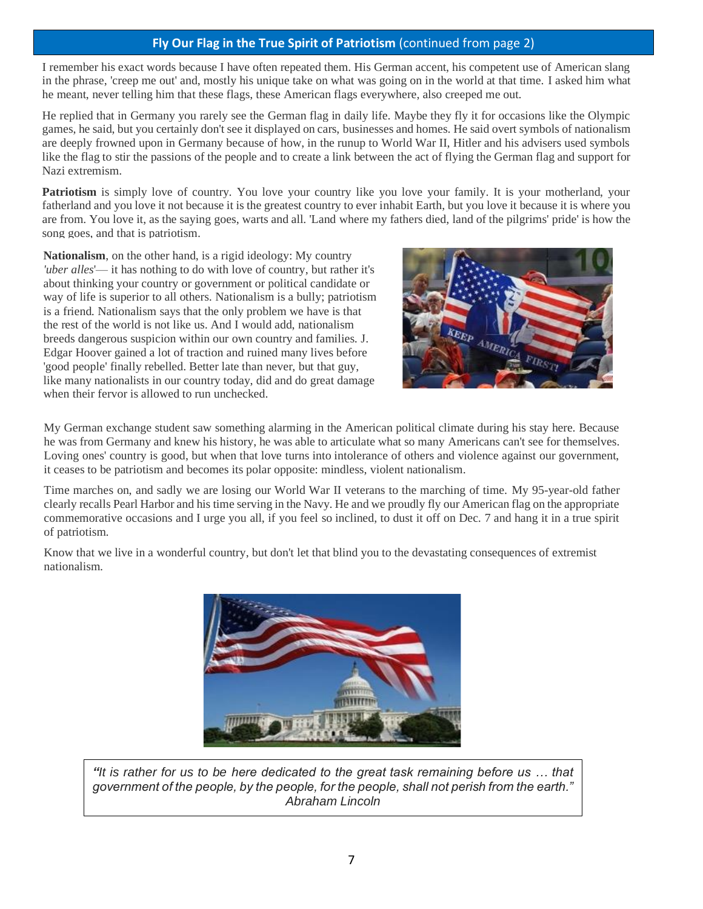## **Fly Our Flag in the True Spirit of Patriotism** (continued from page 2)

I remember his exact words because I have often repeated them. His German accent, his competent use of American slang in the phrase, 'creep me out' and, mostly his unique take on what was going on in the world at that time. I asked him what he meant, never telling him that these flags, these American flags everywhere, also creeped me out.

He replied that in Germany you rarely see the German flag in daily life. Maybe they fly it for occasions like the Olympic games, he said, but you certainly don't see it displayed on cars, businesses and homes. He said overt symbols of nationalism are deeply frowned upon in Germany because of how, in the runup to World War II, Hitler and his advisers used symbols like the flag to stir the passions of the people and to create a link between the act of flying the German flag and support for Nazi extremism.

**Patriotism** is simply love of country. You love your country like you love your family. It is your motherland, your fatherland and you love it not because it is the greatest country to ever inhabit Earth, but you love it because it is where you are from. You love it, as the saying goes, warts and all. 'Land where my fathers died, land of the pilgrims' pride' is how the song goes, and that is patriotism.

**Nationalism**, on the other hand, is a rigid ideology: My country *'uber alles'*— it has nothing to do with love of country, but rather it's about thinking your country or government or political candidate or way of life is superior to all others. Nationalism is a bully; patriotism is a friend. Nationalism says that the only problem we have is that the rest of the world is not like us. And I would add, nationalism breeds dangerous suspicion within our own country and families. J. Edgar Hoover gained a lot of traction and ruined many lives before 'good people' finally rebelled. Better late than never, but that guy, like many nationalists in our country today, did and do great damage when their fervor is allowed to run unchecked.

My German exchange student saw something alarming in the American political climate during his stay here. Because he was from Germany and knew his history, he was able to articulate what so many Americans can't see for themselves. Loving ones' country is good, but when that love turns into intolerance of others and violence against our government, it ceases to be patriotism and becomes its polar opposite: mindless, violent nationalism.

Time marches on, and sadly we are losing our World War II veterans to the marching of time. My 95-year-old father clearly recalls Pearl Harbor and his time serving in the Navy. He and we proudly fly our American flag on the appropriate commemorative occasions and I urge you all, if you feel so inclined, to dust it off on Dec. 7 and hang it in a true spirit of patriotism.

Know that we live in a wonderful country, but don't let that blind you to the devastating consequences of extremist nationalism.

> ***"****It is rather for us to be here dedicated to the great task remaining before us … that government of the people, by the people, for the people, shall not perish from the earth." Abraham Lincoln*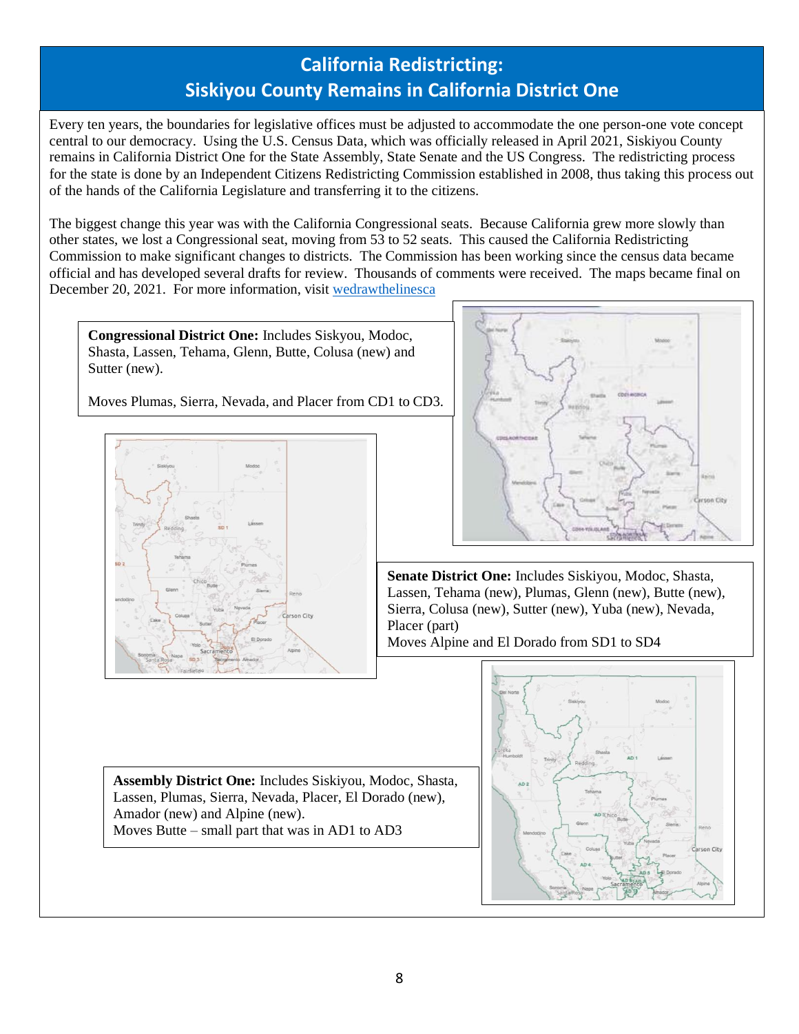# California Redistricting: Siskiyou County Remains in California District One

Every ten years, the boundaries for legislative offices must be adjusted to accommodate the one person-one vote concept central to our democracy. Using the U.S. Census Data, which was officially released in April 2021, Siskiyou County remains in California District One for the State Assembly, State Senate and the US Congress. The redistricting process for the state is done by an Independent Citizens Redistricting Commission established in 2008, thus taking this process out of the hands of the California Legislature and transferring it to the citizens.

The biggest change this year was with the California Congressional seats. Because California grew more slowly than other states, we lost a Congressional seat, moving from 53 to 52 seats. This caused the California Redistricting Commission to make significant changes to districts. The Commission has been working since the census data became official and has developed several drafts for review. Thousands of comments were received. The maps became final on December 20, 2021. For more information, visit [wedrawthelinesca](wedrawthelinesca)

**Congressional District One:** Includes Siskyou, Modoc, Shasta, Lassen, Tehama, Glenn, Butte, Colusa (new) and Sutter (new).

Moves Plumas, Sierra, Nevada, and Placer from CD1 to CD3.

**Senate District One:** Includes Siskiyou, Modoc, Shasta, Lassen, Tehama (new), Plumas, Glenn (new), Butte (new), Sierra, Colusa (new), Sutter (new), Yuba (new), Nevada, Placer (part)
Moves Alpine and El Dorado from SD1 to SD4

**Assembly District One:** Includes Siskiyou, Modoc, Shasta, Lassen, Plumas, Sierra, Nevada, Placer, El Dorado (new), Amador (new) and Alpine (new).
Moves Butte – small part that was in AD1 to AD3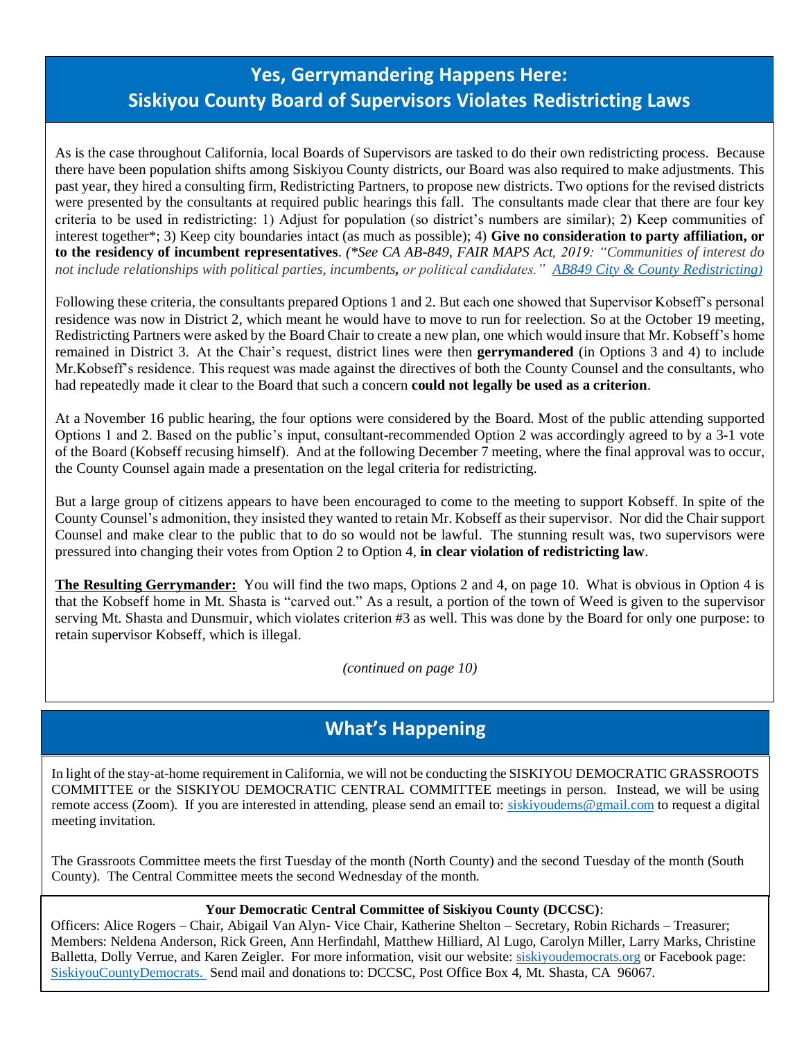## Yes, Gerrymandering Happens Here:
## Siskiyou County Board of Supervisors Violates Redistricting Laws

As is the case throughout California, local Boards of Supervisors are tasked to do their own redistricting process. Because there have been population shifts among Siskiyou County districts, our Board was also required to make adjustments. This past year, they hired a consulting firm, Redistricting Partners, to propose new districts. Two options for the revised districts were presented by the consultants at required public hearings this fall. The consultants made clear that there are four key criteria to be used in redistricting: 1) Adjust for population (so district's numbers are similar); 2) Keep communities of interest together*; 3) Keep city boundaries intact (as much as possible); 4) **Give no consideration to party affiliation, or to the residency of incumbent representatives**. *(*See CA AB-849, FAIR MAPS Act, 2019: "Communities of interest do not include relationships with political parties, incumbents, or political candidates." [AB849 City & County Redistricting](AB849 City & County Redistricting))*

Following these criteria, the consultants prepared Options 1 and 2. But each one showed that Supervisor Kobseff's personal residence was now in District 2, which meant he would have to move to run for reelection. So at the October 19 meeting, Redistricting Partners were asked by the Board Chair to create a new plan, one which would insure that Mr. Kobseff's home remained in District 3. At the Chair's request, district lines were then **gerrymandered** (in Options 3 and 4) to include Mr.Kobseff's residence. This request was made against the directives of both the County Counsel and the consultants, who had repeatedly made it clear to the Board that such a concern **could not legally be used as a criterion**.

At a November 16 public hearing, the four options were considered by the Board. Most of the public attending supported Options 1 and 2. Based on the public's input, consultant-recommended Option 2 was accordingly agreed to by a 3-1 vote of the Board (Kobseff recusing himself). And at the following December 7 meeting, where the final approval was to occur, the County Counsel again made a presentation on the legal criteria for redistricting.

But a large group of citizens appears to have been encouraged to come to the meeting to support Kobseff. In spite of the County Counsel's admonition, they insisted they wanted to retain Mr. Kobseff as their supervisor. Nor did the Chair support Counsel and make clear to the public that to do so would not be lawful. The stunning result was, two supervisors were pressured into changing their votes from Option 2 to Option 4, **in clear violation of redistricting law**.

**The Resulting Gerrymander:** You will find the two maps, Options 2 and 4, on page 10. What is obvious in Option 4 is that the Kobseff home in Mt. Shasta is "carved out." As a result, a portion of the town of Weed is given to the supervisor serving Mt. Shasta and Dunsmuir, which violates criterion #3 as well. This was done by the Board for only one purpose: to retain supervisor Kobseff, which is illegal.

*(continued on page 10)*

## What's Happening

In light of the stay-at-home requirement in California, we will not be conducting the SISKIYOU DEMOCRATIC GRASSROOTS COMMITTEE or the SISKIYOU DEMOCRATIC CENTRAL COMMITTEE meetings in person. Instead, we will be using remote access (Zoom). If you are interested in attending, please send an email to: siskiyoudems@gmail.com to request a digital meeting invitation.

The Grassroots Committee meets the first Tuesday of the month (North County) and the second Tuesday of the month (South County). The Central Committee meets the second Wednesday of the month.

**Your Democratic Central Committee of Siskiyou County (DCCSC)**:

Officers: Alice Rogers – Chair, Abigail Van Alyn- Vice Chair, Katherine Shelton – Secretary, Robin Richards – Treasurer; Members: Neldena Anderson, Rick Green, Ann Herfindahl, Matthew Hilliard, Al Lugo, Carolyn Miller, Larry Marks, Christine Balletta, Dolly Verrue, and Karen Zeigler. For more information, visit our website: siskiyoudemocrats.org or Facebook page: SiskiyouCountyDemocrats. Send mail and donations to: DCCSC, Post Office Box 4, Mt. Shasta, CA 96067.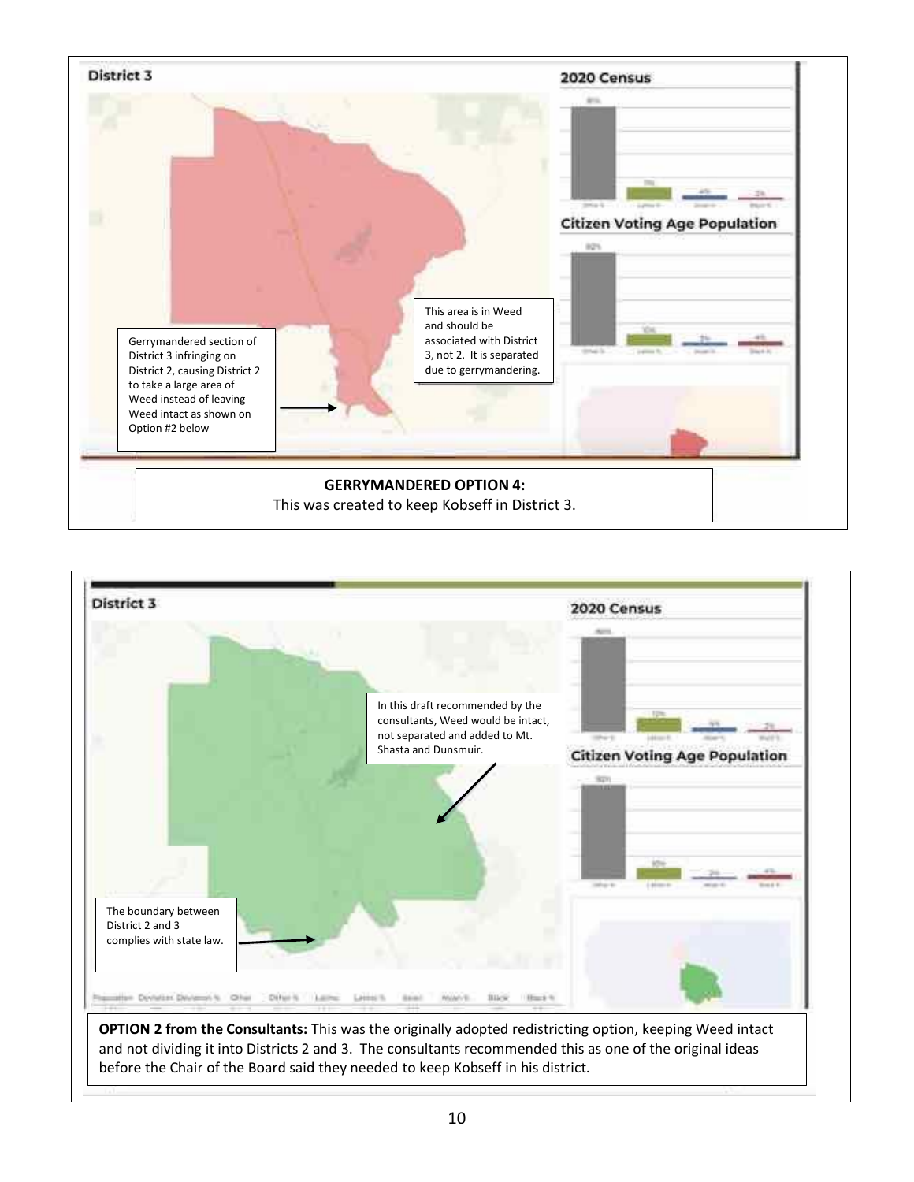District 3

2020 Census

Citizen Voting Age Population

Gerrymandered section of District 3 infringing on District 2, causing District 2 to take a large area of Weed instead of leaving Weed intact as shown on Option #2 below

This area is in Weed and should be associated with District 3, not 2. It is separated due to gerrymandering.

**GERRYMANDERED OPTION 4:**
This was created to keep Kobseff in District 3.

District 3

2020 Census

Citizen Voting Age Population

In this draft recommended by the consultants, Weed would be intact, not separated and added to Mt. Shasta and Dunsmuir.

The boundary between District 2 and 3 complies with state law.

**OPTION 2 from the Consultants:** This was the originally adopted redistricting option, keeping Weed intact and not dividing it into Districts 2 and 3. The consultants recommended this as one of the original ideas before the Chair of the Board said they needed to keep Kobseff in his district.